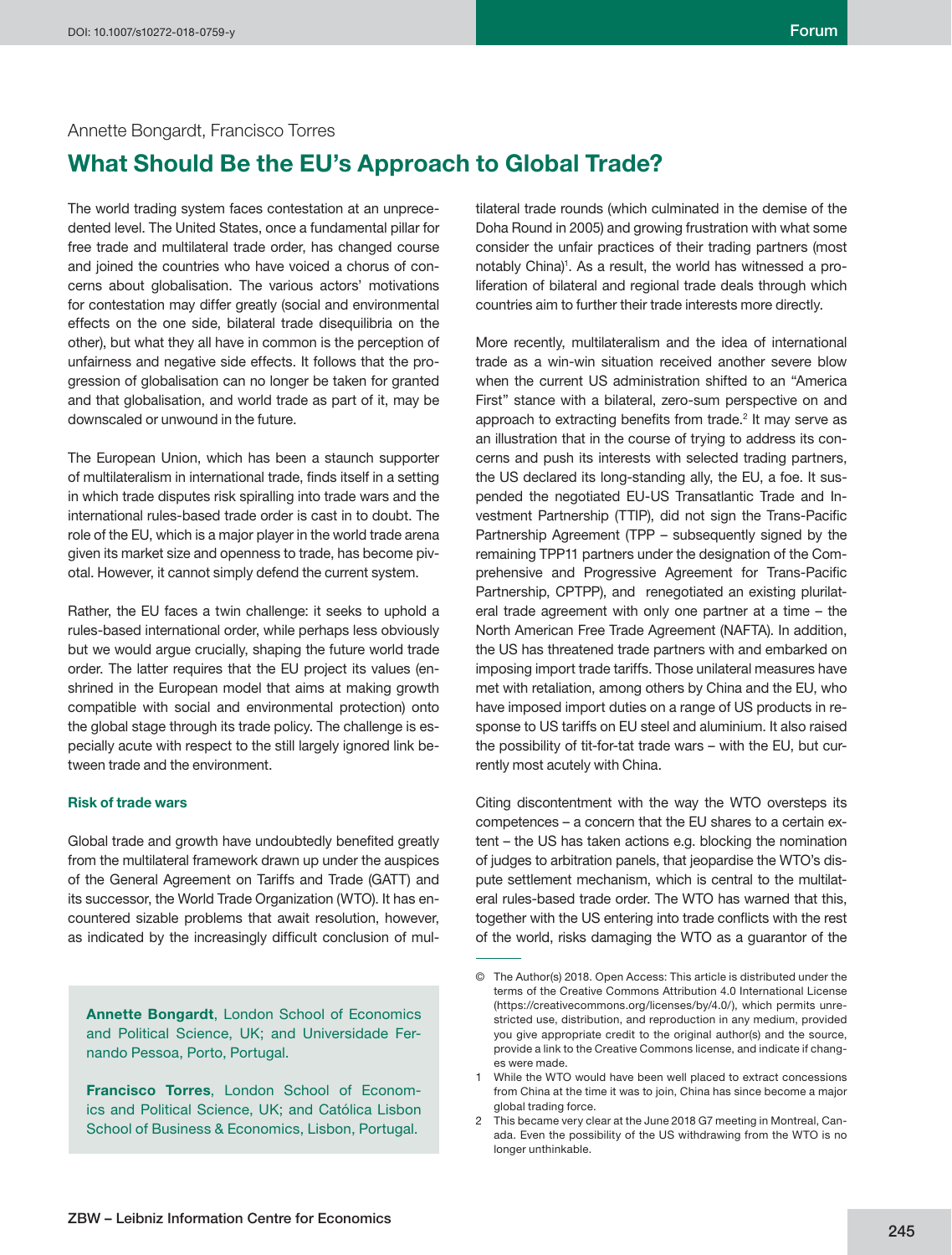Annette Bongardt, Francisco Torres

# What Should Be the EU's Approach to Global Trade?

The world trading system faces contestation at an unprecedented level. The United States, once a fundamental pillar for free trade and multilateral trade order, has changed course and joined the countries who have voiced a chorus of concerns about globalisation. The various actors' motivations for contestation may differ greatly (social and environmental effects on the one side, bilateral trade disequilibria on the other), but what they all have in common is the perception of unfairness and negative side effects. It follows that the progression of globalisation can no longer be taken for granted and that globalisation, and world trade as part of it, may be downscaled or unwound in the future.

The European Union, which has been a staunch supporter of multilateralism in international trade, finds itself in a setting in which trade disputes risk spiralling into trade wars and the international rules-based trade order is cast in to doubt. The role of the EU, which is a major player in the world trade arena given its market size and openness to trade, has become pivotal. However, it cannot simply defend the current system.

Rather, the EU faces a twin challenge: it seeks to uphold a rules-based international order, while perhaps less obviously but we would argue crucially, shaping the future world trade order. The latter requires that the EU project its values (enshrined in the European model that aims at making growth compatible with social and environmental protection) onto the global stage through its trade policy. The challenge is especially acute with respect to the still largely ignored link between trade and the environment.

### Risk of trade wars

Global trade and growth have undoubtedly benefited greatly from the multilateral framework drawn up under the auspices of the General Agreement on Tariffs and Trade (GATT) and its successor, the World Trade Organization (WTO). It has encountered sizable problems that await resolution, however, as indicated by the increasingly difficult conclusion of multilateral trade rounds (which culminated in the demise of the Doha Round in 2005) and growing frustration with what some consider the unfair practices of their trading partners (most notably China)[1]. As a result, the world has witnessed a proliferation of bilateral and regional trade deals through which countries aim to further their trade interests more directly.

More recently, multilateralism and the idea of international trade as a win-win situation received another severe blow when the current US administration shifted to an "America First" stance with a bilateral, zero-sum perspective on and approach to extracting benefits from trade.[2] It may serve as an illustration that in the course of trying to address its concerns and push its interests with selected trading partners, the US declared its long-standing ally, the EU, a foe. It suspended the negotiated EU-US Transatlantic Trade and Investment Partnership (TTIP), did not sign the Trans-Pacific Partnership Agreement (TPP – subsequently signed by the remaining TPP11 partners under the designation of the Comprehensive and Progressive Agreement for Trans-Pacific Partnership, CPTPP), and renegotiated an existing plurilateral trade agreement with only one partner at a time – the North American Free Trade Agreement (NAFTA). In addition, the US has threatened trade partners with and embarked on imposing import trade tariffs. Those unilateral measures have met with retaliation, among others by China and the EU, who have imposed import duties on a range of US products in response to US tariffs on EU steel and aluminium. It also raised the possibility of tit-for-tat trade wars – with the EU, but currently most acutely with China.

Citing discontentment with the way the WTO oversteps its competences – a concern that the EU shares to a certain extent – the US has taken actions e.g. blocking the nomination of judges to arbitration panels, that jeopardise the WTO's dispute settlement mechanism, which is central to the multilateral rules-based trade order. The WTO has warned that this, together with the US entering into trade conflicts with the rest of the world, risks damaging the WTO as a guarantor of the

**Annette Bongardt**, London School of Economics and Political Science, UK; and Universidade Fernando Pessoa, Porto, Portugal.

**Francisco Torres**, London School of Economics and Political Science, UK; and Católica Lisbon School of Business & Economics, Lisbon, Portugal.

---

© The Author(s) 2018. Open Access: This article is distributed under the terms of the Creative Commons Attribution 4.0 International License (https://creativecommons.org/licenses/by/4.0/), which permits unrestricted use, distribution, and reproduction in any medium, provided you give appropriate credit to the original author(s) and the source, provide a link to the Creative Commons license, and indicate if changes were made.

1 While the WTO would have been well placed to extract concessions from China at the time it was to join, China has since become a major global trading force.

2 This became very clear at the June 2018 G7 meeting in Montreal, Canada. Even the possibility of the US withdrawing from the WTO is no longer unthinkable.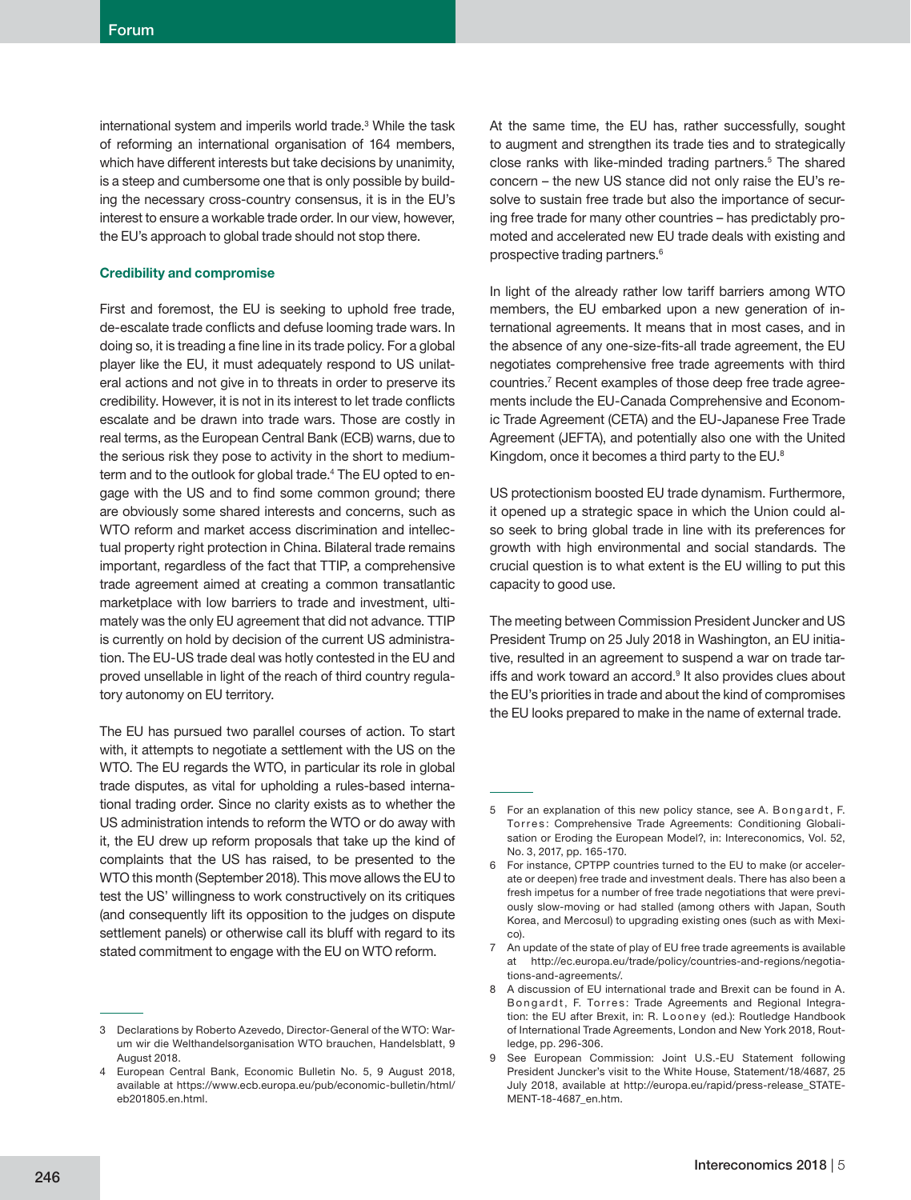international system and imperils world trade.[3] While the task of reforming an international organisation of 164 members, which have different interests but take decisions by unanimity, is a steep and cumbersome one that is only possible by building the necessary cross-country consensus, it is in the EU's interest to ensure a workable trade order. In our view, however, the EU's approach to global trade should not stop there.

### Credibility and compromise

First and foremost, the EU is seeking to uphold free trade, de-escalate trade conflicts and defuse looming trade wars. In doing so, it is treading a fine line in its trade policy. For a global player like the EU, it must adequately respond to US unilateral actions and not give in to threats in order to preserve its credibility. However, it is not in its interest to let trade conflicts escalate and be drawn into trade wars. Those are costly in real terms, as the European Central Bank (ECB) warns, due to the serious risk they pose to activity in the short to medium-term and to the outlook for global trade.[4] The EU opted to engage with the US and to find some common ground; there are obviously some shared interests and concerns, such as WTO reform and market access discrimination and intellectual property right protection in China. Bilateral trade remains important, regardless of the fact that TTIP, a comprehensive trade agreement aimed at creating a common transatlantic marketplace with low barriers to trade and investment, ultimately was the only EU agreement that did not advance. TTIP is currently on hold by decision of the current US administration. The EU-US trade deal was hotly contested in the EU and proved unsellable in light of the reach of third country regulatory autonomy on EU territory.

The EU has pursued two parallel courses of action. To start with, it attempts to negotiate a settlement with the US on the WTO. The EU regards the WTO, in particular its role in global trade disputes, as vital for upholding a rules-based international trading order. Since no clarity exists as to whether the US administration intends to reform the WTO or do away with it, the EU drew up reform proposals that take up the kind of complaints that the US has raised, to be presented to the WTO this month (September 2018). This move allows the EU to test the US' willingness to work constructively on its critiques (and consequently lift its opposition to the judges on dispute settlement panels) or otherwise call its bluff with regard to its stated commitment to engage with the EU on WTO reform.

At the same time, the EU has, rather successfully, sought to augment and strengthen its trade ties and to strategically close ranks with like-minded trading partners.[5] The shared concern – the new US stance did not only raise the EU's resolve to sustain free trade but also the importance of securing free trade for many other countries – has predictably promoted and accelerated new EU trade deals with existing and prospective trading partners.[6]

In light of the already rather low tariff barriers among WTO members, the EU embarked upon a new generation of international agreements. It means that in most cases, and in the absence of any one-size-fits-all trade agreement, the EU negotiates comprehensive free trade agreements with third countries.[7] Recent examples of those deep free trade agreements include the EU-Canada Comprehensive and Economic Trade Agreement (CETA) and the EU-Japanese Free Trade Agreement (JEFTA), and potentially also one with the United Kingdom, once it becomes a third party to the EU.[8]

US protectionism boosted EU trade dynamism. Furthermore, it opened up a strategic space in which the Union could also seek to bring global trade in line with its preferences for growth with high environmental and social standards. The crucial question is to what extent is the EU willing to put this capacity to good use.

The meeting between Commission President Juncker and US President Trump on 25 July 2018 in Washington, an EU initiative, resulted in an agreement to suspend a war on trade tariffs and work toward an accord.[9] It also provides clues about the EU's priorities in trade and about the kind of compromises the EU looks prepared to make in the name of external trade.

---

3 Declarations by Roberto Azevedo, Director-General of the WTO: Warum wir die Welthandelsorganisation WTO brauchen, Handelsblatt, 9 August 2018.

4 European Central Bank, Economic Bulletin No. 5, 9 August 2018, available at https://www.ecb.europa.eu/pub/economic-bulletin/html/eb201805.en.html.

5 For an explanation of this new policy stance, see A. Bongardt, F. Torres: Comprehensive Trade Agreements: Conditioning Globalisation or Eroding the European Model?, in: Intereconomics, Vol. 52, No. 3, 2017, pp. 165-170.

6 For instance, CPTPP countries turned to the EU to make (or accelerate or deepen) free trade and investment deals. There has also been a fresh impetus for a number of free trade negotiations that were previously slow-moving or had stalled (among others with Japan, South Korea, and Mercosul) to upgrading existing ones (such as with Mexico).

7 An update of the state of play of EU free trade agreements is available at http://ec.europa.eu/trade/policy/countries-and-regions/negotiations-and-agreements/.

8 A discussion of EU international trade and Brexit can be found in A. Bongardt, F. Torres: Trade Agreements and Regional Integration: the EU after Brexit, in: R. Looney (ed.): Routledge Handbook of International Trade Agreements, London and New York 2018, Routledge, pp. 296-306.

9 See European Commission: Joint U.S.-EU Statement following President Juncker's visit to the White House, Statement/18/4687, 25 July 2018, available at http://europa.eu/rapid/press-release_STATEMENT-18-4687_en.htm.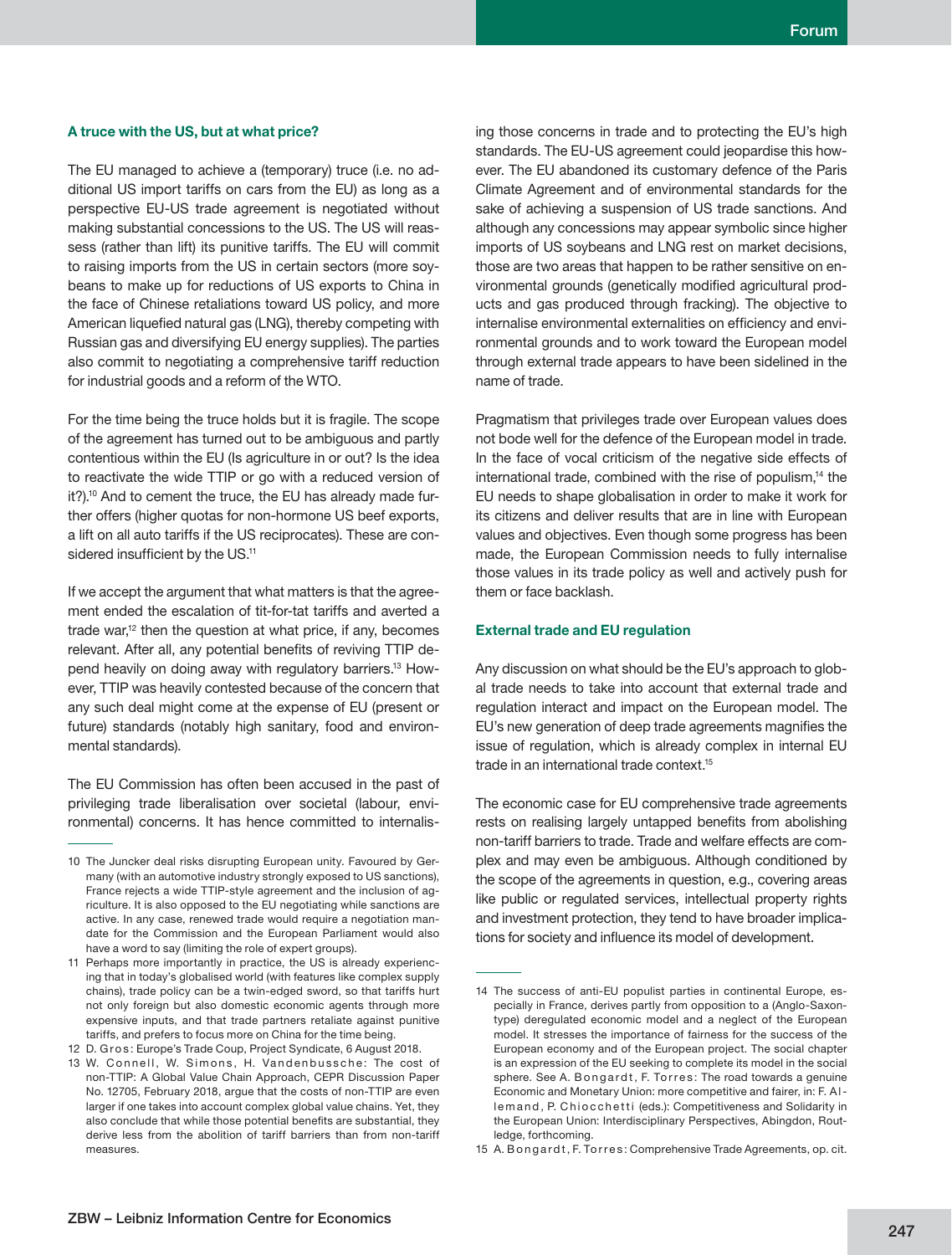### A truce with the US, but at what price?

The EU managed to achieve a (temporary) truce (i.e. no additional US import tariffs on cars from the EU) as long as a perspective EU-US trade agreement is negotiated without making substantial concessions to the US. The US will reassess (rather than lift) its punitive tariffs. The EU will commit to raising imports from the US in certain sectors (more soybeans to make up for reductions of US exports to China in the face of Chinese retaliations toward US policy, and more American liquefied natural gas (LNG), thereby competing with Russian gas and diversifying EU energy supplies). The parties also commit to negotiating a comprehensive tariff reduction for industrial goods and a reform of the WTO.

For the time being the truce holds but it is fragile. The scope of the agreement has turned out to be ambiguous and partly contentious within the EU (Is agriculture in or out? Is the idea to reactivate the wide TTIP or go with a reduced version of it?).[10] And to cement the truce, the EU has already made further offers (higher quotas for non-hormone US beef exports, a lift on all auto tariffs if the US reciprocates). These are considered insufficient by the US.[11]

If we accept the argument that what matters is that the agreement ended the escalation of tit-for-tat tariffs and averted a trade war,[12] then the question at what price, if any, becomes relevant. After all, any potential benefits of reviving TTIP depend heavily on doing away with regulatory barriers.[13] However, TTIP was heavily contested because of the concern that any such deal might come at the expense of EU (present or future) standards (notably high sanitary, food and environmental standards).

The EU Commission has often been accused in the past of privileging trade liberalisation over societal (labour, environmental) concerns. It has hence committed to internalising those concerns in trade and to protecting the EU's high standards. The EU-US agreement could jeopardise this however. The EU abandoned its customary defence of the Paris Climate Agreement and of environmental standards for the sake of achieving a suspension of US trade sanctions. And although any concessions may appear symbolic since higher imports of US soybeans and LNG rest on market decisions, those are two areas that happen to be rather sensitive on environmental grounds (genetically modified agricultural products and gas produced through fracking). The objective to internalise environmental externalities on efficiency and environmental grounds and to work toward the European model through external trade appears to have been sidelined in the name of trade.

Pragmatism that privileges trade over European values does not bode well for the defence of the European model in trade. In the face of vocal criticism of the negative side effects of international trade, combined with the rise of populism,[14] the EU needs to shape globalisation in order to make it work for its citizens and deliver results that are in line with European values and objectives. Even though some progress has been made, the European Commission needs to fully internalise those values in its trade policy as well and actively push for them or face backlash.

### External trade and EU regulation

Any discussion on what should be the EU's approach to global trade needs to take into account that external trade and regulation interact and impact on the European model. The EU's new generation of deep trade agreements magnifies the issue of regulation, which is already complex in internal EU trade in an international trade context.[15]

The economic case for EU comprehensive trade agreements rests on realising largely untapped benefits from abolishing non-tariff barriers to trade. Trade and welfare effects are complex and may even be ambiguous. Although conditioned by the scope of the agreements in question, e.g., covering areas like public or regulated services, intellectual property rights and investment protection, they tend to have broader implications for society and influence its model of development.

---

10 The Juncker deal risks disrupting European unity. Favoured by Germany (with an automotive industry strongly exposed to US sanctions), France rejects a wide TTIP-style agreement and the inclusion of agriculture. It is also opposed to the EU negotiating while sanctions are active. In any case, renewed trade would require a negotiation mandate for the Commission and the European Parliament would also have a word to say (limiting the role of expert groups).

11 Perhaps more importantly in practice, the US is already experiencing that in today's globalised world (with features like complex supply chains), trade policy can be a twin-edged sword, so that tariffs hurt not only foreign but also domestic economic agents through more expensive inputs, and that trade partners retaliate against punitive tariffs, and prefers to focus more on China for the time being.

12 D. Gros: Europe's Trade Coup, Project Syndicate, 6 August 2018.

13 W. Connell, W. Simons, H. Vandenbussche: The cost of non-TTIP: A Global Value Chain Approach, CEPR Discussion Paper No. 12705, February 2018, argue that the costs of non-TTIP are even larger if one takes into account complex global value chains. Yet, they also conclude that while those potential benefits are substantial, they derive less from the abolition of tariff barriers than from non-tariff measures.

14 The success of anti-EU populist parties in continental Europe, especially in France, derives partly from opposition to a (Anglo-Saxon-type) deregulated economic model and a neglect of the European model. It stresses the importance of fairness for the success of the European economy and of the European project. The social chapter is an expression of the EU seeking to complete its model in the social sphere. See A. Bongardt, F. Torres: The road towards a genuine Economic and Monetary Union: more competitive and fairer, in: F. Allemand, P. Chiocchetti (eds.): Competitiveness and Solidarity in the European Union: Interdisciplinary Perspectives, Abingdon, Routledge, forthcoming.

15 A. Bongardt, F. Torres: Comprehensive Trade Agreements, op. cit.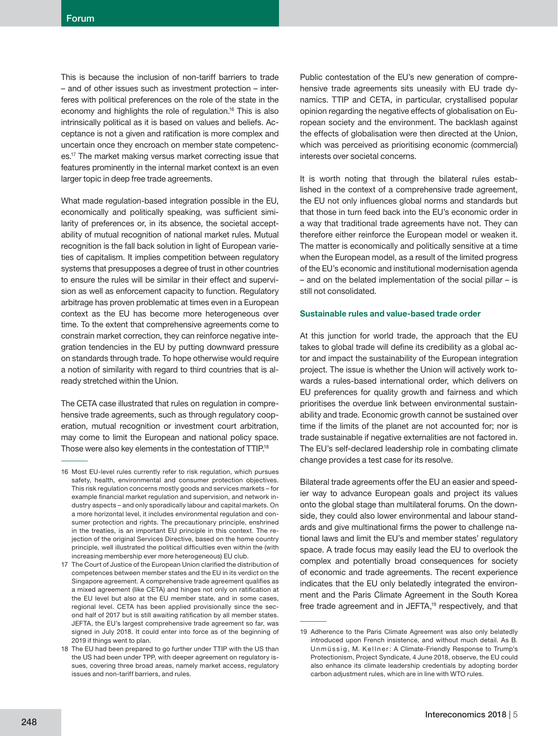This is because the inclusion of non-tariff barriers to trade – and of other issues such as investment protection – interferes with political preferences on the role of the state in the economy and highlights the role of regulation.[16] This is also intrinsically political as it is based on values and beliefs. Acceptance is not a given and ratification is more complex and uncertain once they encroach on member state competences.[17] The market making versus market correcting issue that features prominently in the internal market context is an even larger topic in deep free trade agreements.

What made regulation-based integration possible in the EU, economically and politically speaking, was sufficient similarity of preferences or, in its absence, the societal acceptability of mutual recognition of national market rules. Mutual recognition is the fall back solution in light of European varieties of capitalism. It implies competition between regulatory systems that presupposes a degree of trust in other countries to ensure the rules will be similar in their effect and supervision as well as enforcement capacity to function. Regulatory arbitrage has proven problematic at times even in a European context as the EU has become more heterogeneous over time. To the extent that comprehensive agreements come to constrain market correction, they can reinforce negative integration tendencies in the EU by putting downward pressure on standards through trade. To hope otherwise would require a notion of similarity with regard to third countries that is already stretched within the Union.

The CETA case illustrated that rules on regulation in comprehensive trade agreements, such as through regulatory cooperation, mutual recognition or investment court arbitration, may come to limit the European and national policy space. Those were also key elements in the contestation of TTIP.[18]

Public contestation of the EU's new generation of comprehensive trade agreements sits uneasily with EU trade dynamics. TTIP and CETA, in particular, crystallised popular opinion regarding the negative effects of globalisation on European society and the environment. The backlash against the effects of globalisation were then directed at the Union, which was perceived as prioritising economic (commercial) interests over societal concerns.

It is worth noting that through the bilateral rules established in the context of a comprehensive trade agreement, the EU not only influences global norms and standards but that those in turn feed back into the EU's economic order in a way that traditional trade agreements have not. They can therefore either reinforce the European model or weaken it. The matter is economically and politically sensitive at a time when the European model, as a result of the limited progress of the EU's economic and institutional modernisation agenda – and on the belated implementation of the social pillar – is still not consolidated.

### Sustainable rules and value-based trade order

At this junction for world trade, the approach that the EU takes to global trade will define its credibility as a global actor and impact the sustainability of the European integration project. The issue is whether the Union will actively work towards a rules-based international order, which delivers on EU preferences for quality growth and fairness and which prioritises the overdue link between environmental sustainability and trade. Economic growth cannot be sustained over time if the limits of the planet are not accounted for; nor is trade sustainable if negative externalities are not factored in. The EU's self-declared leadership role in combating climate change provides a test case for its resolve.

Bilateral trade agreements offer the EU an easier and speedier way to advance European goals and project its values onto the global stage than multilateral forums. On the downside, they could also lower environmental and labour standards and give multinational firms the power to challenge national laws and limit the EU's and member states' regulatory space. A trade focus may easily lead the EU to overlook the complex and potentially broad consequences for society of economic and trade agreements. The recent experience indicates that the EU only belatedly integrated the environment and the Paris Climate Agreement in the South Korea free trade agreement and in JEFTA,[19] respectively, and that

---

16 Most EU-level rules currently refer to risk regulation, which pursues safety, health, environmental and consumer protection objectives. This risk regulation concerns mostly goods and services markets – for example financial market regulation and supervision, and network industry aspects – and only sporadically labour and capital markets. On a more horizontal level, it includes environmental regulation and consumer protection and rights. The precautionary principle, enshrined in the treaties, is an important EU principle in this context. The rejection of the original Services Directive, based on the home country principle, well illustrated the political difficulties even within the (with increasing membership ever more heterogeneous) EU club.

17 The Court of Justice of the European Union clarified the distribution of competences between member states and the EU in its verdict on the Singapore agreement. A comprehensive trade agreement qualifies as a mixed agreement (like CETA) and hinges not only on ratification at the EU level but also at the EU member state, and in some cases, regional level. CETA has been applied provisionally since the second half of 2017 but is still awaiting ratification by all member states. JEFTA, the EU's largest comprehensive trade agreement so far, was signed in July 2018. It could enter into force as of the beginning of 2019 if things went to plan.

18 The EU had been prepared to go further under TTIP with the US than the US had been under TPP, with deeper agreement on regulatory issues, covering three broad areas, namely market access, regulatory issues and non-tariff barriers, and rules.

19 Adherence to the Paris Climate Agreement was also only belatedly introduced upon French insistence, and without much detail. As B. Unmüssig, M. Kellner: A Climate-Friendly Response to Trump's Protectionism, Project Syndicate, 4 June 2018, observe, the EU could also enhance its climate leadership credentials by adopting border carbon adjustment rules, which are in line with WTO rules.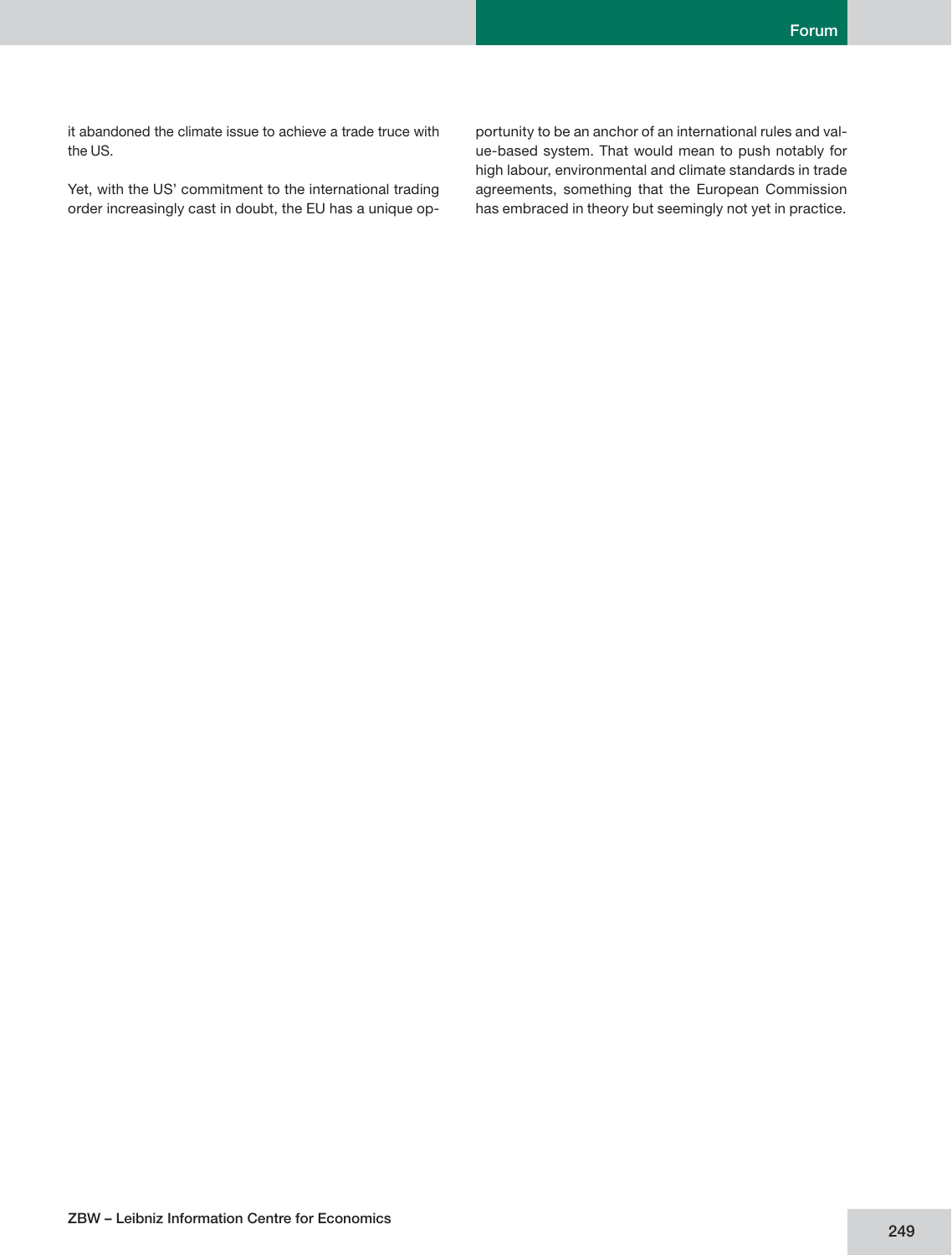it abandoned the climate issue to achieve a trade truce with the US.

Yet, with the US' commitment to the international trading order increasingly cast in doubt, the EU has a unique opportunity to be an anchor of an international rules and value-based system. That would mean to push notably for high labour, environmental and climate standards in trade agreements, something that the European Commission has embraced in theory but seemingly not yet in practice.